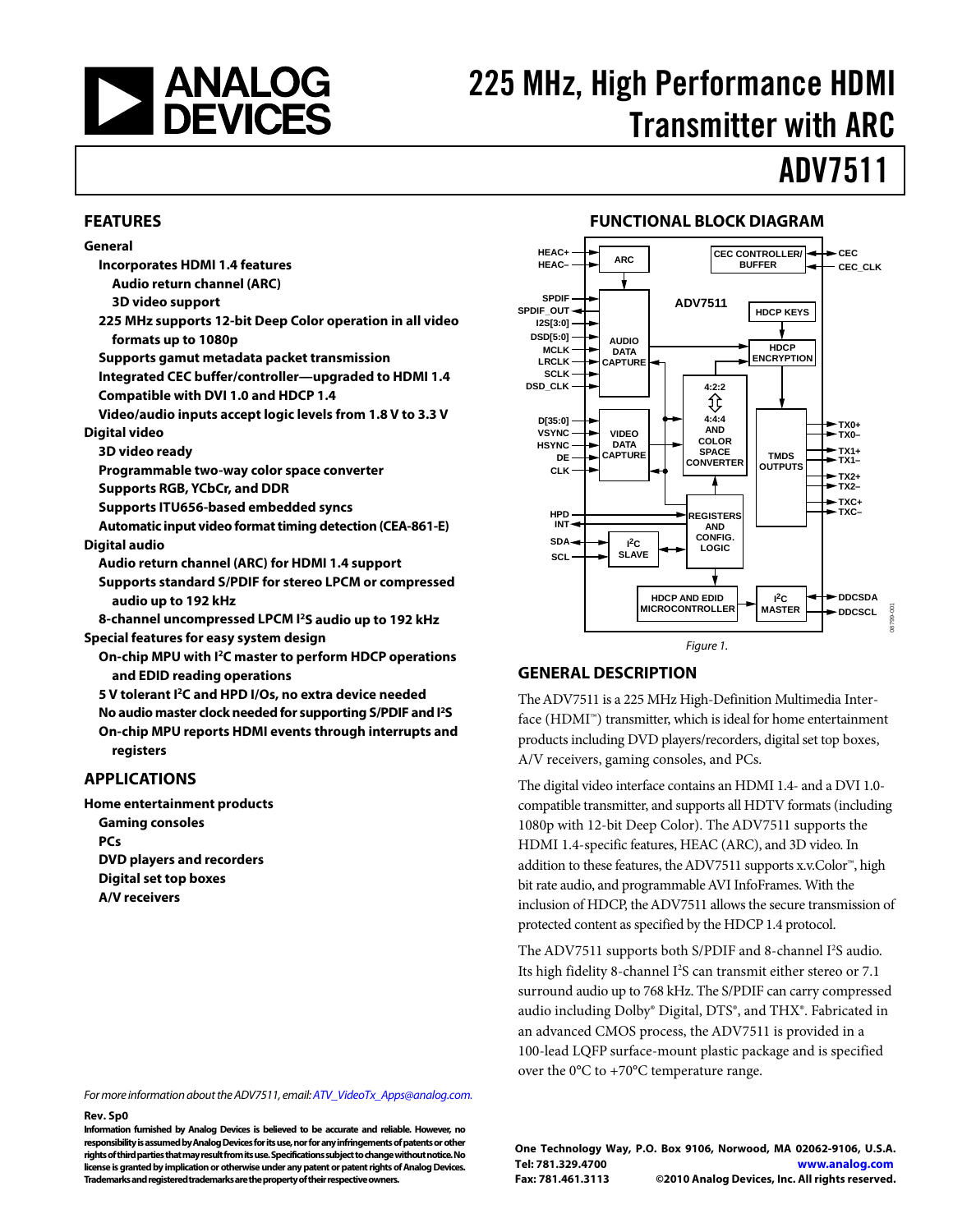# 225 MHz, High Performance HDMI Transmitter with ARC

# ADV7511

## FEATURES

**General**

- **Incorporates HDMI 1.4 features**
  - **Audio return channel (ARC)**
  - **3D video support**
- **225 MHz supports 12-bit Deep Color operation in all video formats up to 1080p**
- **Supports gamut metadata packet transmission**
- **Integrated CEC buffer/controller—upgraded to HDMI 1.4**
- **Compatible with DVI 1.0 and HDCP 1.4**
- **Video/audio inputs accept logic levels from 1.8 V to 3.3 V**

**Digital video**

- **3D video ready**
- **Programmable two-way color space converter**
- **Supports RGB, YCbCr, and DDR**
- **Supports ITU656-based embedded syncs**
- **Automatic input video format timing detection (CEA-861-E)**

**Digital audio**

- **Audio return channel (ARC) for HDMI 1.4 support**
- **Supports standard S/PDIF for stereo LPCM or compressed audio up to 192 kHz**
- **8-channel uncompressed LPCM I²S audio up to 192 kHz**

**Special features for easy system design**

- **On-chip MPU with I²C master to perform HDCP operations and EDID reading operations**
- **5 V tolerant I²C and HPD I/Os, no extra device needed**
- **No audio master clock needed for supporting S/PDIF and I²S**
- **On-chip MPU reports HDMI events through interrupts and registers**

## APPLICATIONS

**Home entertainment products**

- **Gaming consoles**
- **PCs**
- **DVD players and recorders**
- **Digital set top boxes**
- **A/V receivers**

*For more information about the ADV7511, email: ATV_VideoTx_Apps@analog.com.*

## FUNCTIONAL BLOCK DIAGRAM

*Figure 1.*

## GENERAL DESCRIPTION

The ADV7511 is a 225 MHz High-Definition Multimedia Interface (HDMI™) transmitter, which is ideal for home entertainment products including DVD players/recorders, digital set top boxes, A/V receivers, gaming consoles, and PCs.

The digital video interface contains an HDMI 1.4- and a DVI 1.0-compatible transmitter, and supports all HDTV formats (including 1080p with 12-bit Deep Color). The ADV7511 supports the HDMI 1.4-specific features, HEAC (ARC), and 3D video. In addition to these features, the ADV7511 supports x.v.Color™, high bit rate audio, and programmable AVI InfoFrames. With the inclusion of HDCP, the ADV7511 allows the secure transmission of protected content as specified by the HDCP 1.4 protocol.

The ADV7511 supports both S/PDIF and 8-channel I²S audio. Its high fidelity 8-channel I²S can transmit either stereo or 7.1 surround audio up to 768 kHz. The S/PDIF can carry compressed audio including Dolby® Digital, DTS®, and THX®. Fabricated in an advanced CMOS process, the ADV7511 is provided in a 100-lead LQFP surface-mount plastic package and is specified over the 0°C to +70°C temperature range.

**Rev. Sp0**

**Information furnished by Analog Devices is believed to be accurate and reliable. However, no responsibility is assumed by Analog Devices for its use, nor for any infringements of patents or other rights of third parties that may result from its use. Specifications subject to change without notice. No license is granted by implication or otherwise under any patent or patent rights of Analog Devices. Trademarks and registered trademarks are the property of their respective owners.**

**One Technology Way, P.O. Box 9106, Norwood, MA 02062-9106, U.S.A.**
**Tel: 781.329.4700** **www.analog.com**
**Fax: 781.461.3113** **©2010 Analog Devices, Inc. All rights reserved.**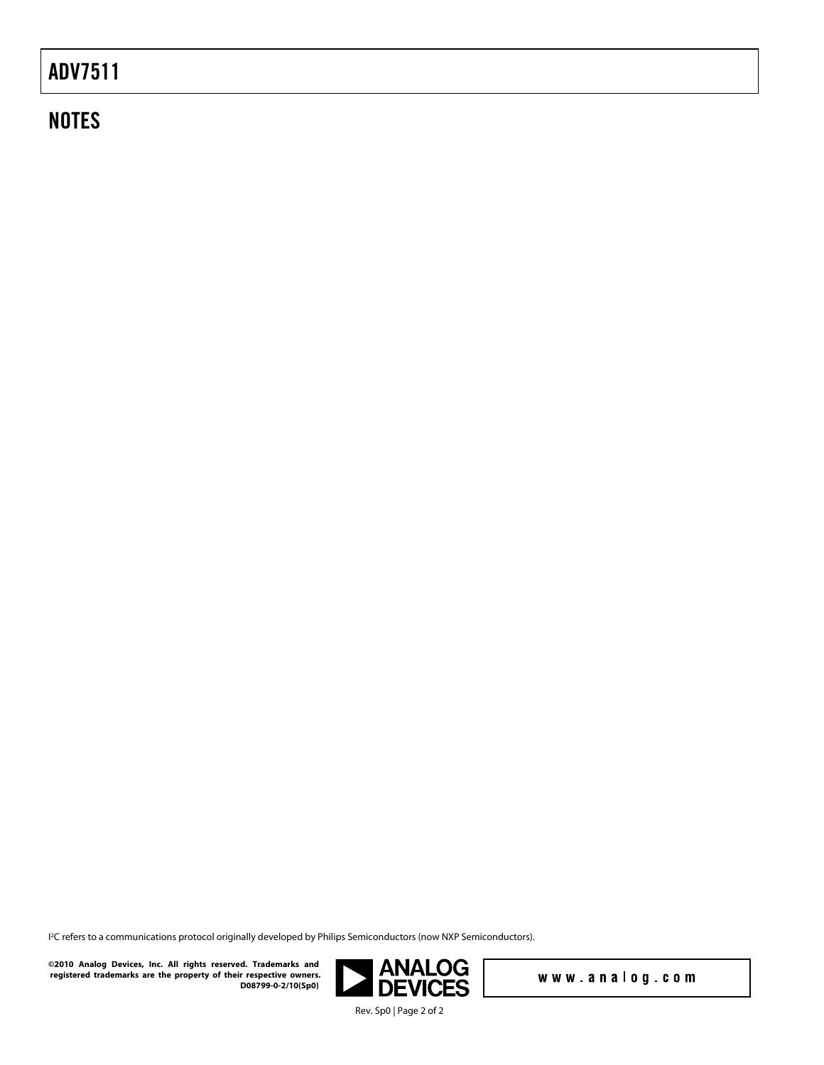## NOTES

I²C refers to a communications protocol originally developed by Philips Semiconductors (now NXP Semiconductors).

**©2010 Analog Devices, Inc. All rights reserved. Trademarks and registered trademarks are the property of their respective owners. D08799-0-2/10(Sp0)**

www.analog.com